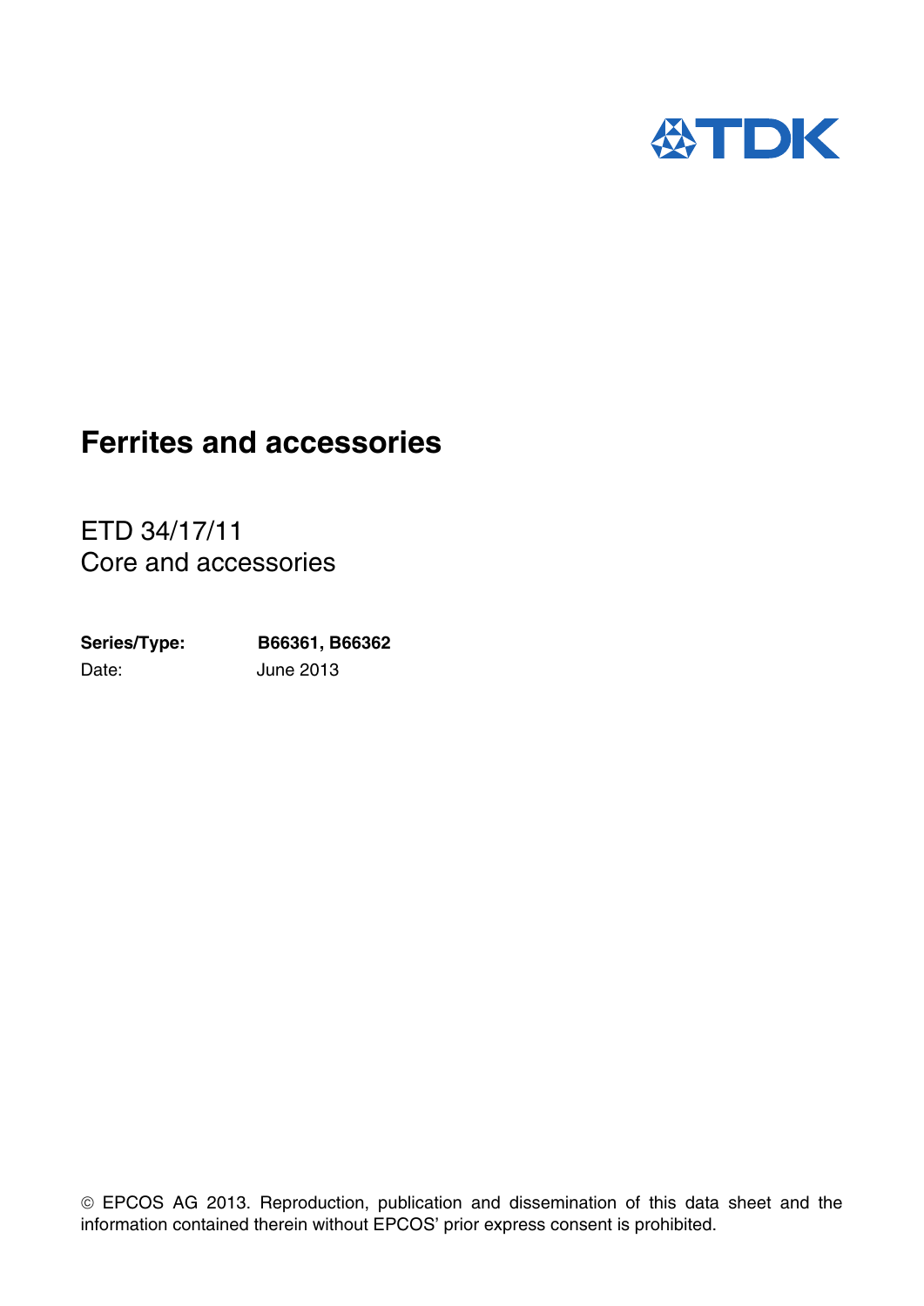# Ferrites and accessories

ETD 34/17/11
Core and accessories

**Series/Type:** **B66361, B66362**
Date: June 2013

© EPCOS AG 2013. Reproduction, publication and dissemination of this data sheet and the information contained therein without EPCOS' prior express consent is prohibited.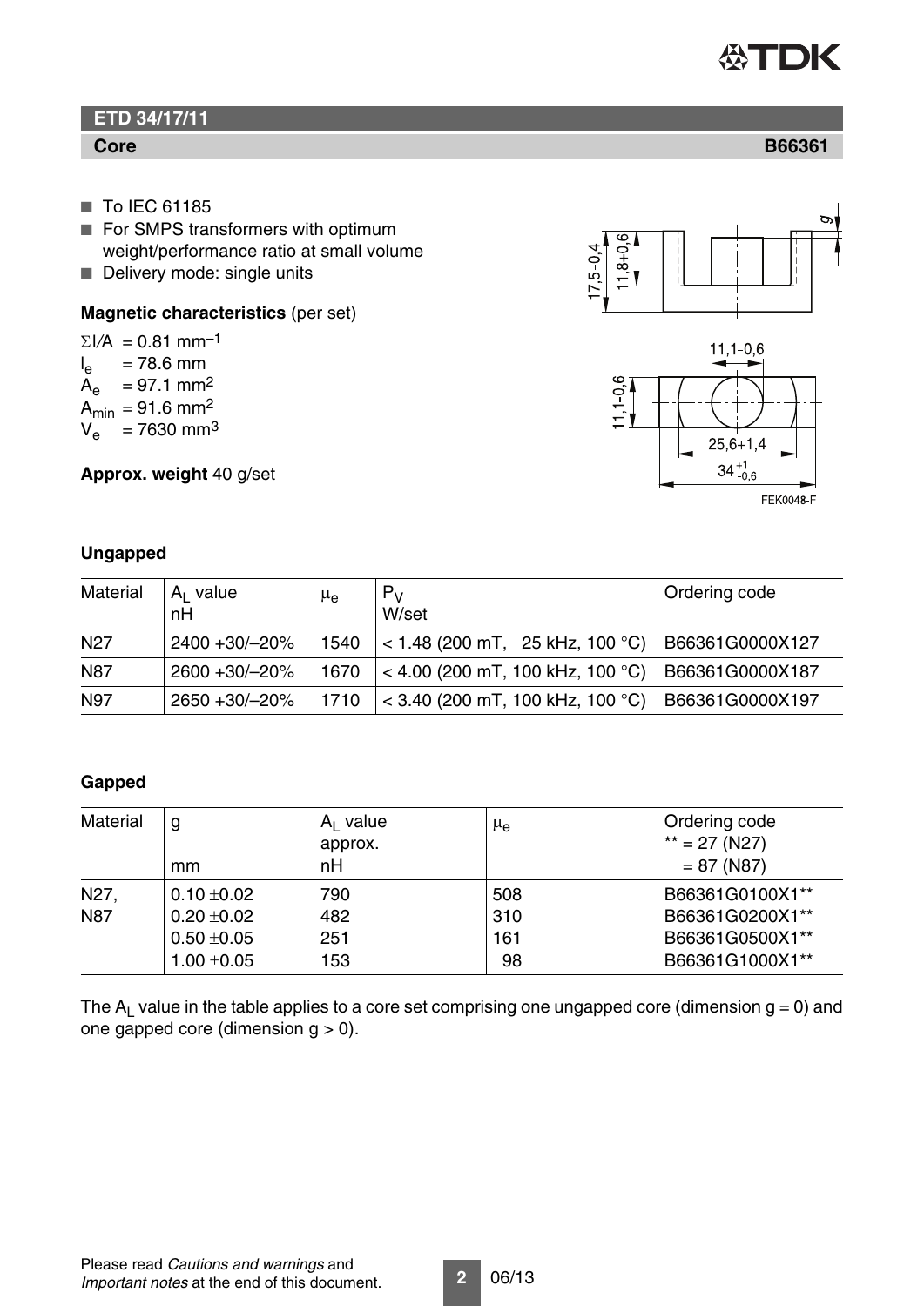## ETD 34/17/11

### Core B66361

- To IEC 61185
- For SMPS transformers with optimum weight/performance ratio at small volume
- Delivery mode: single units

**Magnetic characteristics** (per set)

$\Sigma l/A$ = 0.81 mm$^{-1}$
$l_e$ = 78.6 mm
$A_e$ = 97.1 mm$^2$
$A_{min}$ = 91.6 mm$^2$
$V_e$ = 7630 mm$^3$

**Approx. weight** 40 g/set

**Ungapped**

| Material | $A_L$ value nH | $\mu_e$ | $P_V$ W/set | Ordering code |
|---|---|---|---|---|
| N27 | 2400 +30/–20% | 1540 | < 1.48 (200 mT, 25 kHz, 100 °C) | B66361G0000X127 |
| N87 | 2600 +30/–20% | 1670 | < 4.00 (200 mT, 100 kHz, 100 °C) | B66361G0000X187 |
| N97 | 2650 +30/–20% | 1710 | < 3.40 (200 mT, 100 kHz, 100 °C) | B66361G0000X197 |

**Gapped**

| Material | g mm | $A_L$ value approx. nH | $\mu_e$ | Ordering code ** = 27 (N27) = 87 (N87) |
|---|---|---|---|---|
| N27, N87 | 0.10 ±0.02 | 790 | 508 | B66361G0100X1** |
| | 0.20 ±0.02 | 482 | 310 | B66361G0200X1** |
| | 0.50 ±0.05 | 251 | 161 | B66361G0500X1** |
| | 1.00 ±0.05 | 153 | 98 | B66361G1000X1** |

The $A_L$ value in the table applies to a core set comprising one ungapped core (dimension g = 0) and one gapped core (dimension g > 0).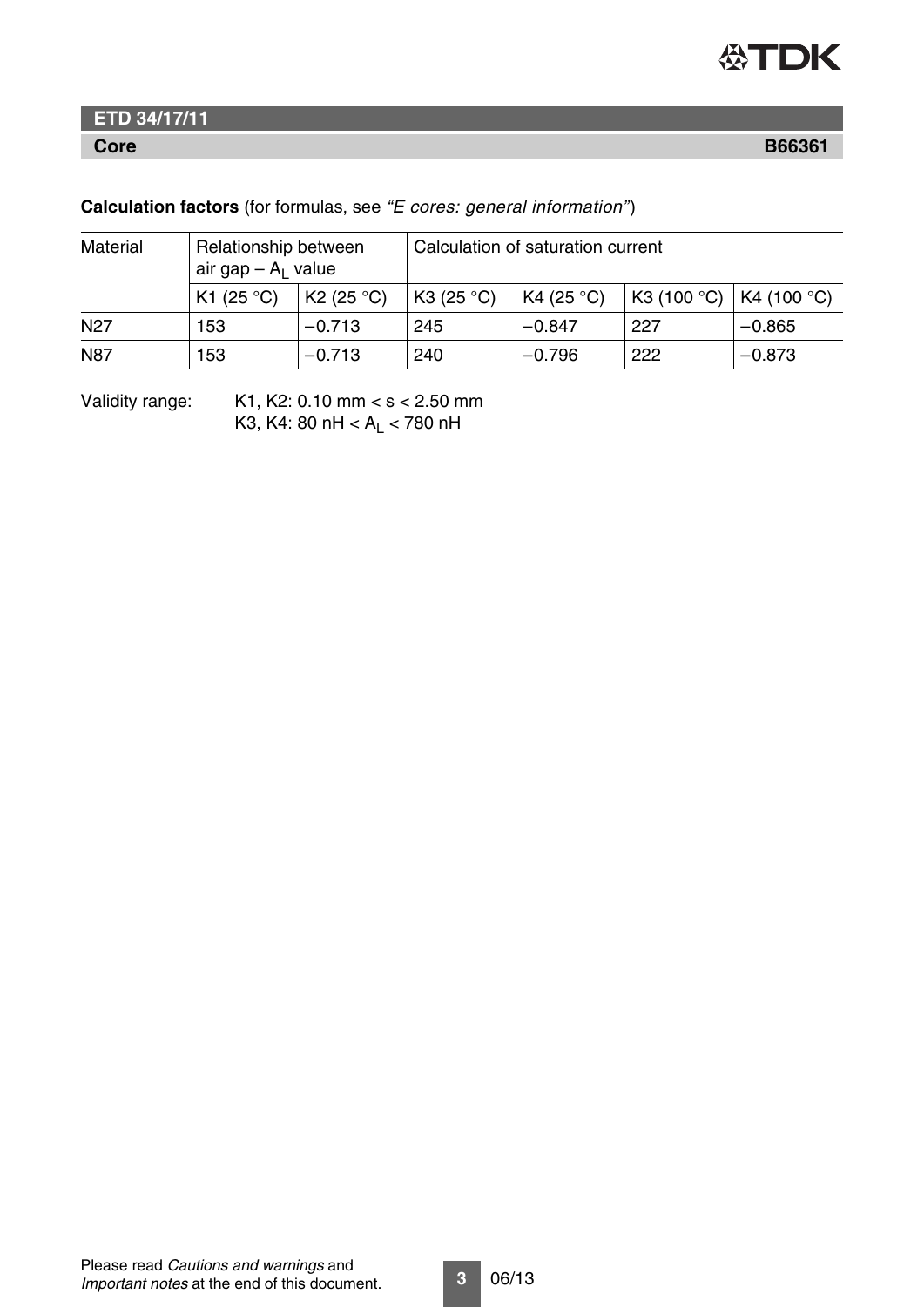**ETD 34/17/11**

**Core** **B66361**

**Calculation factors** (for formulas, see *"E cores: general information"*)

| Material | Relationship between air gap – $A_L$ value | | Calculation of saturation current | | | |
|---|---|---|---|---|---|---|
| | K1 (25 °C) | K2 (25 °C) | K3 (25 °C) | K4 (25 °C) | K3 (100 °C) | K4 (100 °C) |
| N27 | 153 | −0.713 | 245 | −0.847 | 227 | −0.865 |
| N87 | 153 | −0.713 | 240 | −0.796 | 222 | −0.873 |

Validity range: K1, K2: 0.10 mm < s < 2.50 mm
K3, K4: 80 nH < $A_L$ < 780 nH

Please read *Cautions and warnings* and *Important notes* at the end of this document.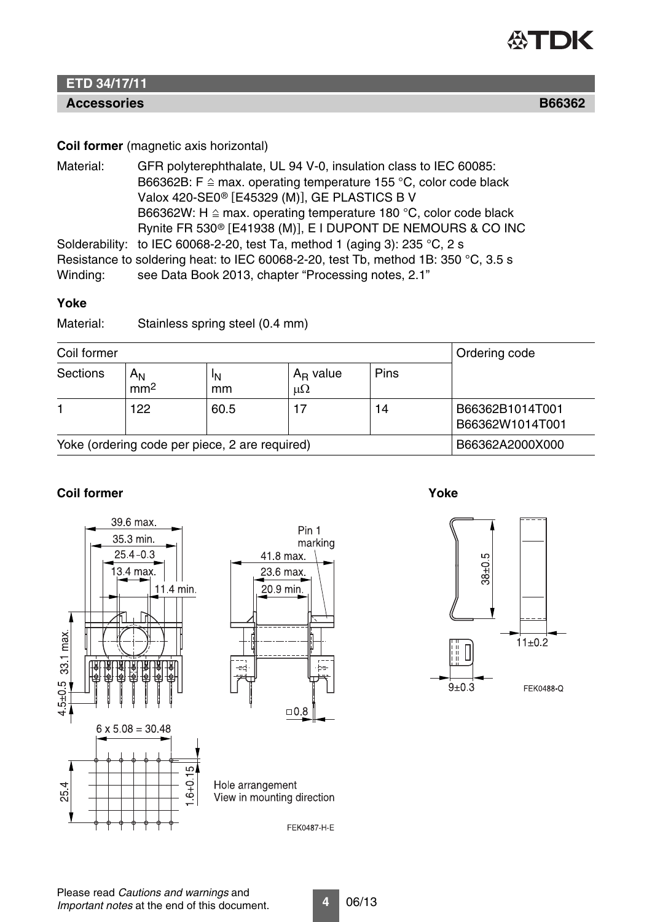## ETD 34/17/11

### Accessories B66362

**Coil former** (magnetic axis horizontal)

Material: GFR polyterephthalate, UL 94 V-0, insulation class to IEC 60085:
B66362B: F ≙ max. operating temperature 155 °C, color code black
Valox 420-SE0® [E45329 (M)], GE PLASTICS B V
B66362W: H ≙ max. operating temperature 180 °C, color code black
Rynite FR 530® [E41938 (M)], E I DUPONT DE NEMOURS & CO INC

Solderability: to IEC 60068-2-20, test Ta, method 1 (aging 3): 235 °C, 2 s

Resistance to soldering heat: to IEC 60068-2-20, test Tb, method 1B: 350 °C, 3.5 s

Winding: see Data Book 2013, chapter "Processing notes, 2.1"

**Yoke**

Material: Stainless spring steel (0.4 mm)

| Coil former | | | | | Ordering code |
|---|---|---|---|---|---|
| Sections | $A_N$ mm² | $l_N$ mm | $A_R$ value μΩ | Pins | |
| 1 | 122 | 60.5 | 17 | 14 | B66362B1014T001<br>B66362W1014T001 |
| Yoke (ordering code per piece, 2 are required) | | | | | B66362A2000X000 |

**Coil former**

**Yoke**

Hole arrangement
View in mounting direction

FEK0487-H-E

FEK0488-Q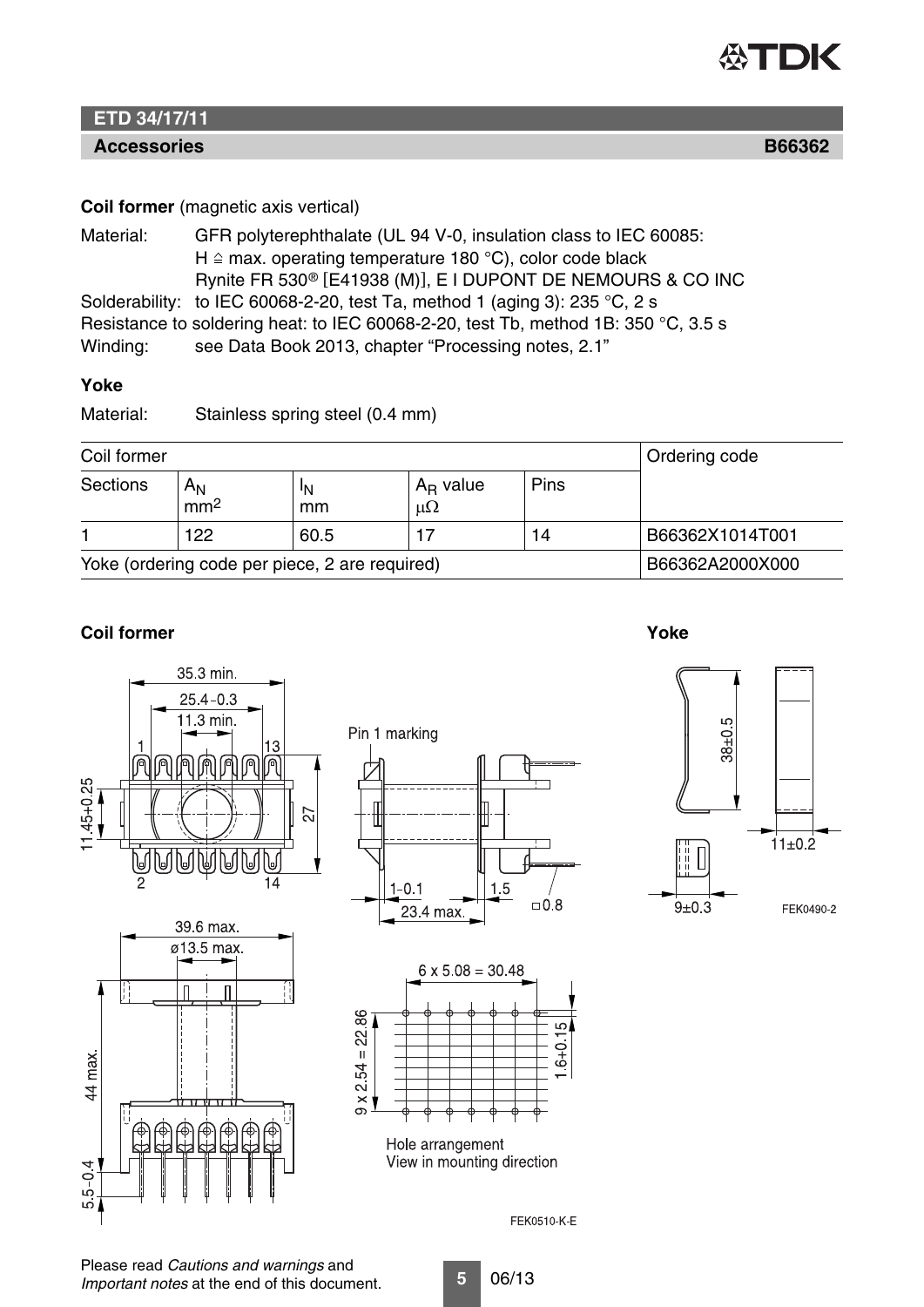## ETD 34/17/11

**Accessories** **B66362**

**Coil former** (magnetic axis vertical)

Material: GFR polyterephthalate (UL 94 V-0, insulation class to IEC 60085: H ≙ max. operating temperature 180 °C), color code black Rynite FR 530® [E41938 (M)], E I DUPONT DE NEMOURS & CO INC

Solderability: to IEC 60068-2-20, test Ta, method 1 (aging 3): 235 °C, 2 s

Resistance to soldering heat: to IEC 60068-2-20, test Tb, method 1B: 350 °C, 3.5 s

Winding: see Data Book 2013, chapter "Processing notes, 2.1"

### Yoke

Material: Stainless spring steel (0.4 mm)

| Coil former | | | | | Ordering code |
|---|---|---|---|---|---|
| Sections | $A_N$ mm² | $l_N$ mm | $A_R$ value μΩ | Pins | |
| 1 | 122 | 60.5 | 17 | 14 | B66362X1014T001 |
| Yoke (ordering code per piece, 2 are required) | | | | | B66362A2000X000 |

**Coil former** **Yoke**

35.3 min.
25.4 −0.3
11.3 min.
1 13
2 14
11.45+0.25
27
Pin 1 marking
1 −0.1
1.5
23.4 max.
□0.8
39.6 max.
ø13.5 max.
44 max.
5.5 −0.4
6 x 5.08 = 30.48
9 x 2.54 = 22.86
1.6+0.15
Hole arrangement
View in mounting direction
FEK0510-K-E

38±0.5
11±0.2
9±0.3
FEK0490-2

Please read *Cautions and warnings* and *Important notes* at the end of this document.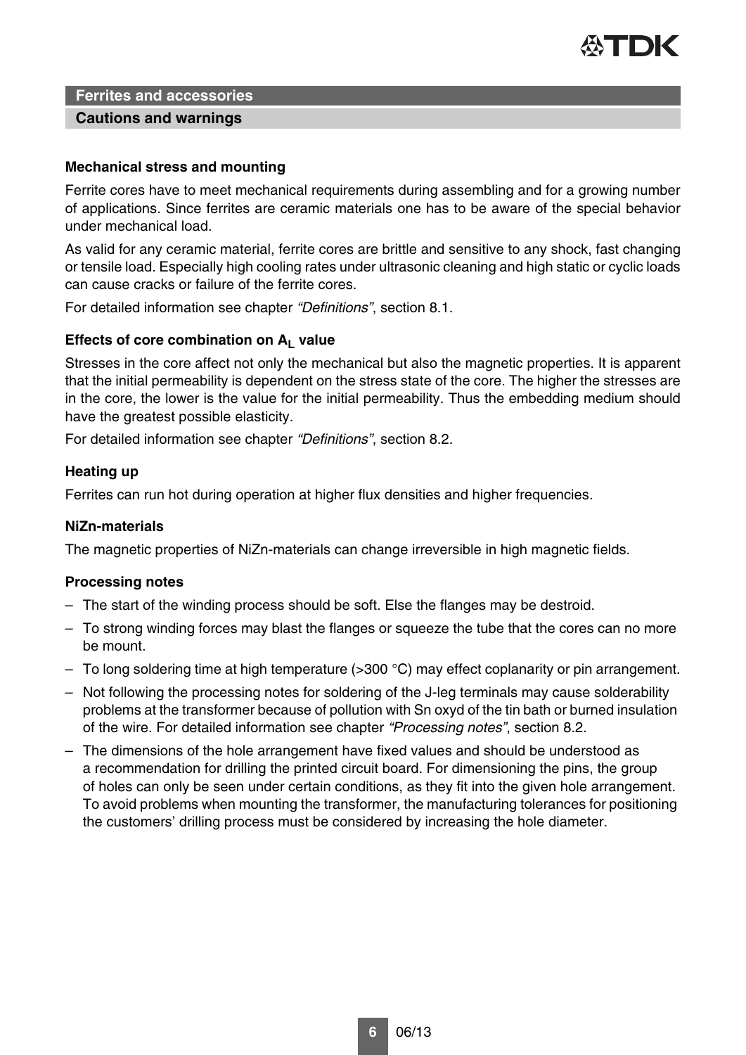## Ferrites and accessories

### Cautions and warnings

**Mechanical stress and mounting**

Ferrite cores have to meet mechanical requirements during assembling and for a growing number of applications. Since ferrites are ceramic materials one has to be aware of the special behavior under mechanical load.

As valid for any ceramic material, ferrite cores are brittle and sensitive to any shock, fast changing or tensile load. Especially high cooling rates under ultrasonic cleaning and high static or cyclic loads can cause cracks or failure of the ferrite cores.

For detailed information see chapter *"Definitions"*, section 8.1.

**Effects of core combination on $A_L$ value**

Stresses in the core affect not only the mechanical but also the magnetic properties. It is apparent that the initial permeability is dependent on the stress state of the core. The higher the stresses are in the core, the lower is the value for the initial permeability. Thus the embedding medium should have the greatest possible elasticity.

For detailed information see chapter *"Definitions"*, section 8.2.

**Heating up**

Ferrites can run hot during operation at higher flux densities and higher frequencies.

**NiZn-materials**

The magnetic properties of NiZn-materials can change irreversible in high magnetic fields.

**Processing notes**

- The start of the winding process should be soft. Else the flanges may be destroid.
- To strong winding forces may blast the flanges or squeeze the tube that the cores can no more be mount.
- To long soldering time at high temperature (>300 °C) may effect coplanarity or pin arrangement.
- Not following the processing notes for soldering of the J-leg terminals may cause solderability problems at the transformer because of pollution with Sn oxyd of the tin bath or burned insulation of the wire. For detailed information see chapter *"Processing notes"*, section 8.2.
- The dimensions of the hole arrangement have fixed values and should be understood as a recommendation for drilling the printed circuit board. For dimensioning the pins, the group of holes can only be seen under certain conditions, as they fit into the given hole arrangement. To avoid problems when mounting the transformer, the manufacturing tolerances for positioning the customers' drilling process must be considered by increasing the hole diameter.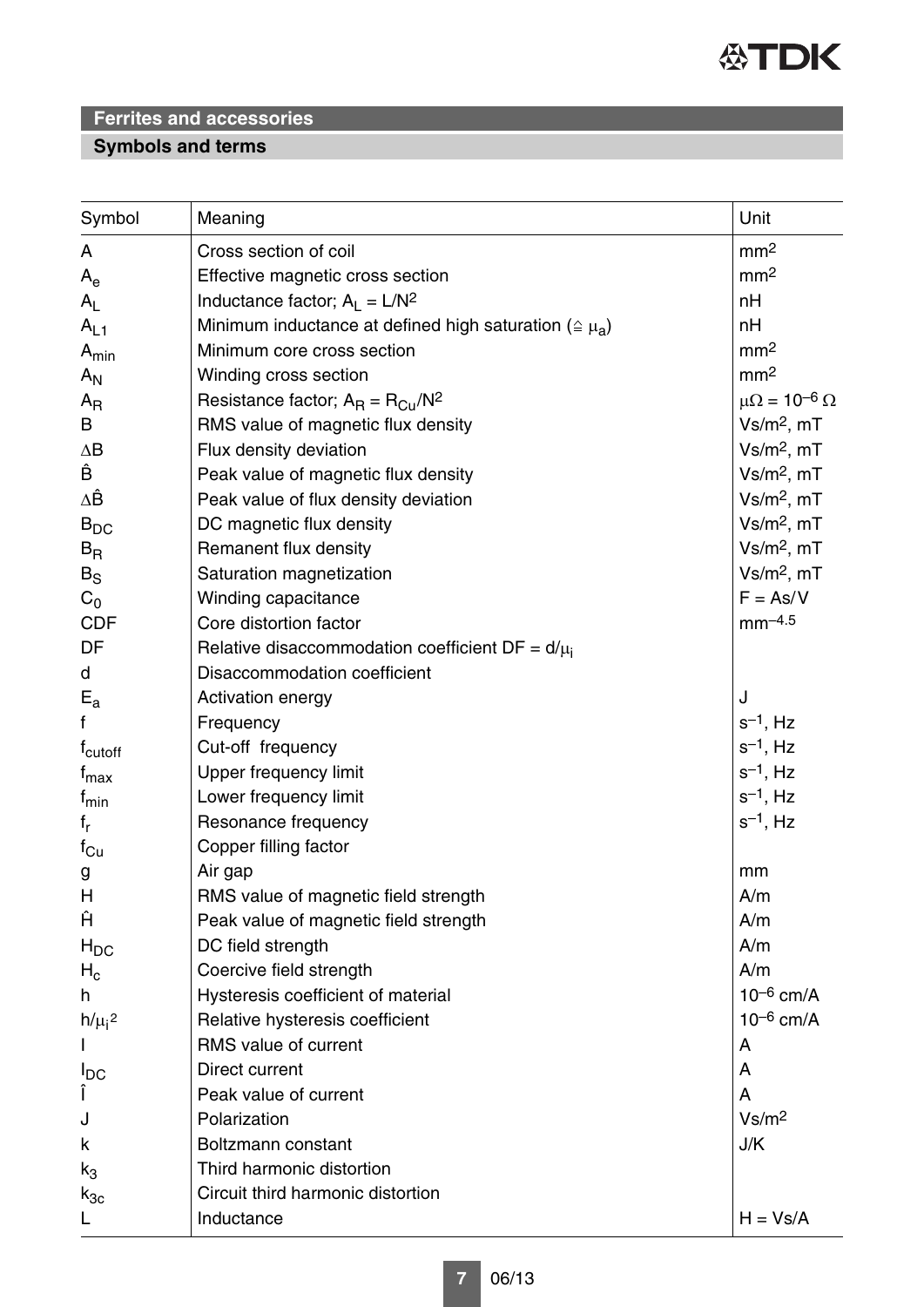## Ferrites and accessories

### Symbols and terms

| Symbol | Meaning | Unit |
|---|---|---|
| $A$ | Cross section of coil | $mm^2$ |
| $A_e$ | Effective magnetic cross section | $mm^2$ |
| $A_L$ | Inductance factor; $A_L = L/N^2$ | nH |
| $A_{L1}$ | Minimum inductance at defined high saturation ($\triangleq \mu_a$) | nH |
| $A_{min}$ | Minimum core cross section | $mm^2$ |
| $A_N$ | Winding cross section | $mm^2$ |
| $A_R$ | Resistance factor; $A_R = R_{Cu}/N^2$ | $\mu\Omega = 10^{-6}\ \Omega$ |
| $B$ | RMS value of magnetic flux density | $Vs/m^2$, mT |
| $\Delta B$ | Flux density deviation | $Vs/m^2$, mT |
| $\hat{B}$ | Peak value of magnetic flux density | $Vs/m^2$, mT |
| $\Delta\hat{B}$ | Peak value of flux density deviation | $Vs/m^2$, mT |
| $B_{DC}$ | DC magnetic flux density | $Vs/m^2$, mT |
| $B_R$ | Remanent flux density | $Vs/m^2$, mT |
| $B_S$ | Saturation magnetization | $Vs/m^2$, mT |
| $C_0$ | Winding capacitance | F = As/V |
| CDF | Core distortion factor | $mm^{-4.5}$ |
| DF | Relative disaccommodation coefficient $DF = d/\mu_i$ | |
| $d$ | Disaccommodation coefficient | |
| $E_a$ | Activation energy | J |
| $f$ | Frequency | $s^{-1}$, Hz |
| $f_{cutoff}$ | Cut-off frequency | $s^{-1}$, Hz |
| $f_{max}$ | Upper frequency limit | $s^{-1}$, Hz |
| $f_{min}$ | Lower frequency limit | $s^{-1}$, Hz |
| $f_r$ | Resonance frequency | $s^{-1}$, Hz |
| $f_{Cu}$ | Copper filling factor | |
| $g$ | Air gap | mm |
| $H$ | RMS value of magnetic field strength | A/m |
| $\hat{H}$ | Peak value of magnetic field strength | A/m |
| $H_{DC}$ | DC field strength | A/m |
| $H_c$ | Coercive field strength | A/m |
| $h$ | Hysteresis coefficient of material | $10^{-6}$ cm/A |
| $h/\mu_i^2$ | Relative hysteresis coefficient | $10^{-6}$ cm/A |
| $I$ | RMS value of current | A |
| $I_{DC}$ | Direct current | A |
| $\hat{I}$ | Peak value of current | A |
| $J$ | Polarization | $Vs/m^2$ |
| $k$ | Boltzmann constant | J/K |
| $k_3$ | Third harmonic distortion | |
| $k_{3c}$ | Circuit third harmonic distortion | |
| $L$ | Inductance | H = Vs/A |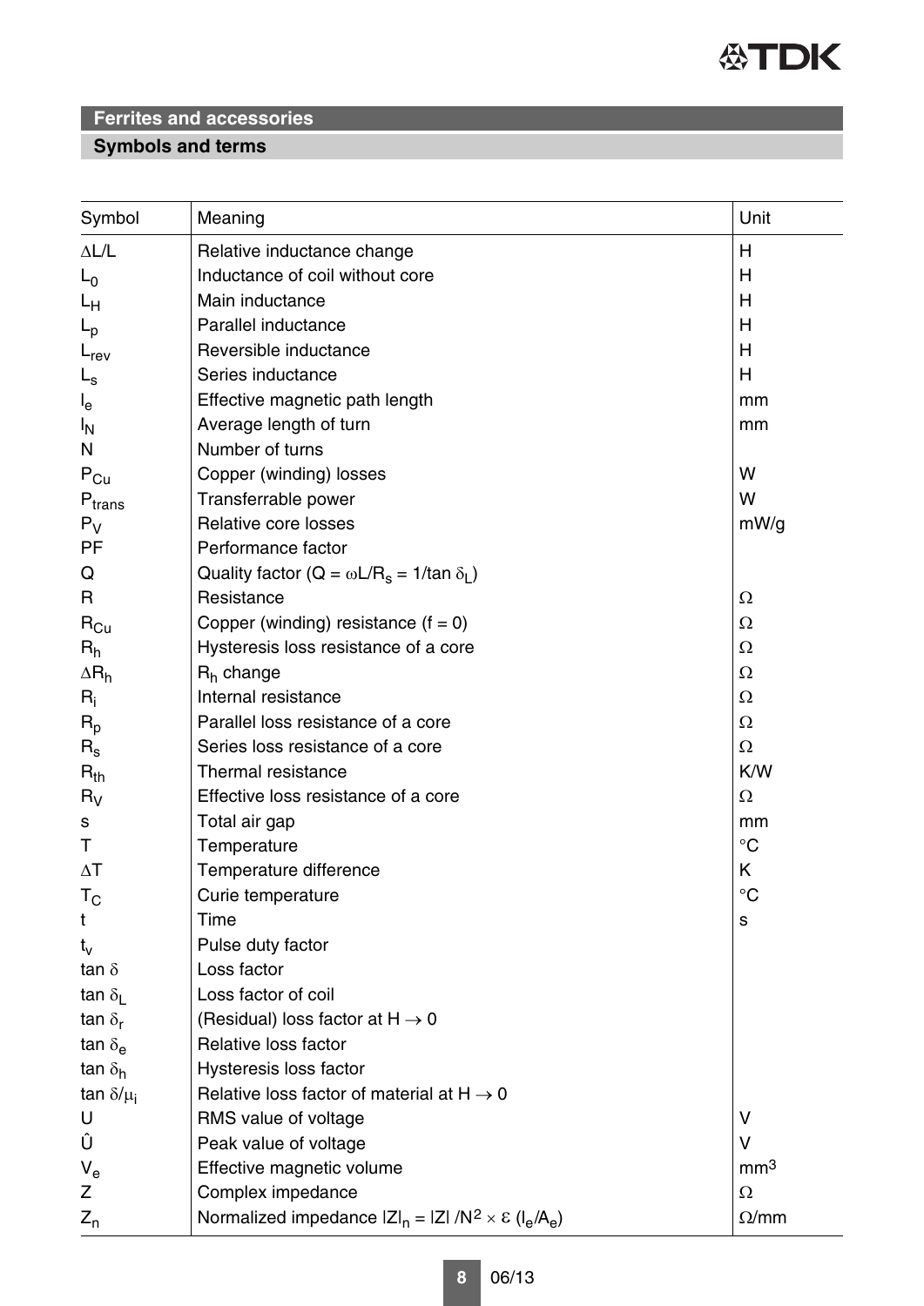## Ferrites and accessories

### Symbols and terms

| Symbol | Meaning | Unit |
|---|---|---|
| $\Delta L/L$ | Relative inductance change | H |
| $L_0$ | Inductance of coil without core | H |
| $L_H$ | Main inductance | H |
| $L_p$ | Parallel inductance | H |
| $L_{rev}$ | Reversible inductance | H |
| $L_s$ | Series inductance | H |
| $l_e$ | Effective magnetic path length | mm |
| $l_N$ | Average length of turn | mm |
| N | Number of turns | |
| $P_{Cu}$ | Copper (winding) losses | W |
| $P_{trans}$ | Transferrable power | W |
| $P_V$ | Relative core losses | mW/g |
| PF | Performance factor | |
| Q | Quality factor ($Q = \omega L/R_s = 1/\tan \delta_L$) | |
| R | Resistance | $\Omega$ |
| $R_{Cu}$ | Copper (winding) resistance (f = 0) | $\Omega$ |
| $R_h$ | Hysteresis loss resistance of a core | $\Omega$ |
| $\Delta R_h$ | $R_h$ change | $\Omega$ |
| $R_i$ | Internal resistance | $\Omega$ |
| $R_p$ | Parallel loss resistance of a core | $\Omega$ |
| $R_s$ | Series loss resistance of a core | $\Omega$ |
| $R_{th}$ | Thermal resistance | K/W |
| $R_V$ | Effective loss resistance of a core | $\Omega$ |
| s | Total air gap | mm |
| T | Temperature | °C |
| $\Delta T$ | Temperature difference | K |
| $T_C$ | Curie temperature | °C |
| t | Time | s |
| $t_v$ | Pulse duty factor | |
| $\tan \delta$ | Loss factor | |
| $\tan \delta_L$ | Loss factor of coil | |
| $\tan \delta_r$ | (Residual) loss factor at $H \rightarrow 0$ | |
| $\tan \delta_e$ | Relative loss factor | |
| $\tan \delta_h$ | Hysteresis loss factor | |
| $\tan \delta/\mu_i$ | Relative loss factor of material at $H \rightarrow 0$ | |
| U | RMS value of voltage | V |
| $\hat{U}$ | Peak value of voltage | V |
| $V_e$ | Effective magnetic volume | $mm^3$ |
| Z | Complex impedance | $\Omega$ |
| $Z_n$ | Normalized impedance $\lvert Z \rvert_n = \lvert Z \rvert / N^2 \times \varepsilon \, (l_e/A_e)$ | $\Omega$/mm |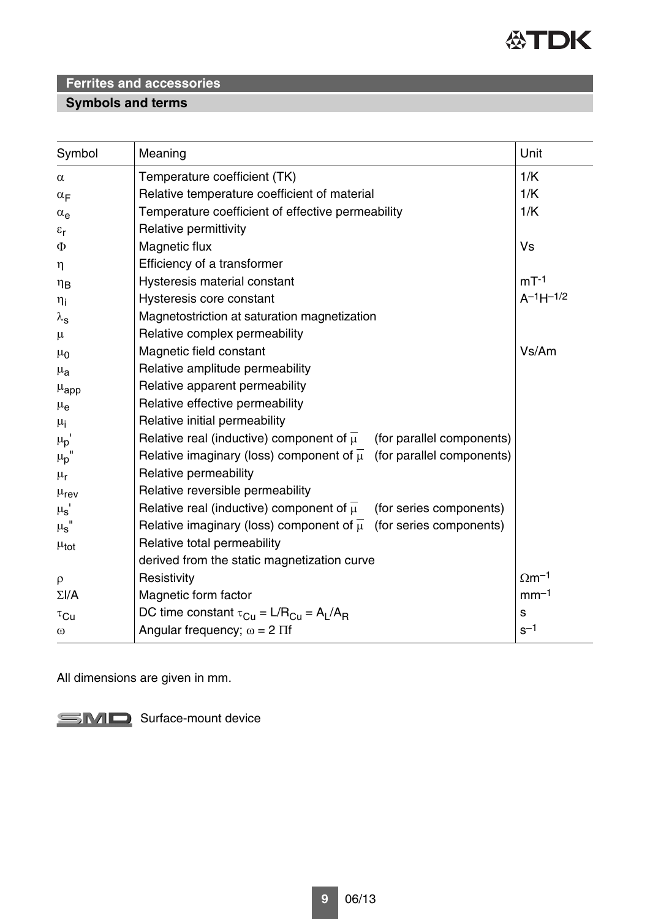## Ferrites and accessories

### Symbols and terms

| Symbol | Meaning | Unit |
|---|---|---|
| $\alpha$ | Temperature coefficient (TK) | 1/K |
| $\alpha_F$ | Relative temperature coefficient of material | 1/K |
| $\alpha_e$ | Temperature coefficient of effective permeability | 1/K |
| $\varepsilon_r$ | Relative permittivity | |
| $\Phi$ | Magnetic flux | Vs |
| $\eta$ | Efficiency of a transformer | |
| $\eta_B$ | Hysteresis material constant | $mT^{-1}$ |
| $\eta_i$ | Hysteresis core constant | $A^{-1}H^{-1/2}$ |
| $\lambda_s$ | Magnetostriction at saturation magnetization | |
| $\mu$ | Relative complex permeability | |
| $\mu_0$ | Magnetic field constant | Vs/Am |
| $\mu_a$ | Relative amplitude permeability | |
| $\mu_{app}$ | Relative apparent permeability | |
| $\mu_e$ | Relative effective permeability | |
| $\mu_i$ | Relative initial permeability | |
| $\mu_p'$ | Relative real (inductive) component of $\overline{\mu}$ (for parallel components) | |
| $\mu_p''$ | Relative imaginary (loss) component of $\overline{\mu}$ (for parallel components) | |
| $\mu_r$ | Relative permeability | |
| $\mu_{rev}$ | Relative reversible permeability | |
| $\mu_s'$ | Relative real (inductive) component of $\overline{\mu}$ (for series components) | |
| $\mu_s''$ | Relative imaginary (loss) component of $\overline{\mu}$ (for series components) | |
| $\mu_{tot}$ | Relative total permeability derived from the static magnetization curve | |
| $\rho$ | Resistivity | $\Omega m^{-1}$ |
| $\Sigma l/A$ | Magnetic form factor | $mm^{-1}$ |
| $\tau_{Cu}$ | DC time constant $\tau_{Cu} = L/R_{Cu} = A_L/A_R$ | s |
| $\omega$ | Angular frequency; $\omega = 2\,\Pi f$ | $s^{-1}$ |

All dimensions are given in mm.

SMD Surface-mount device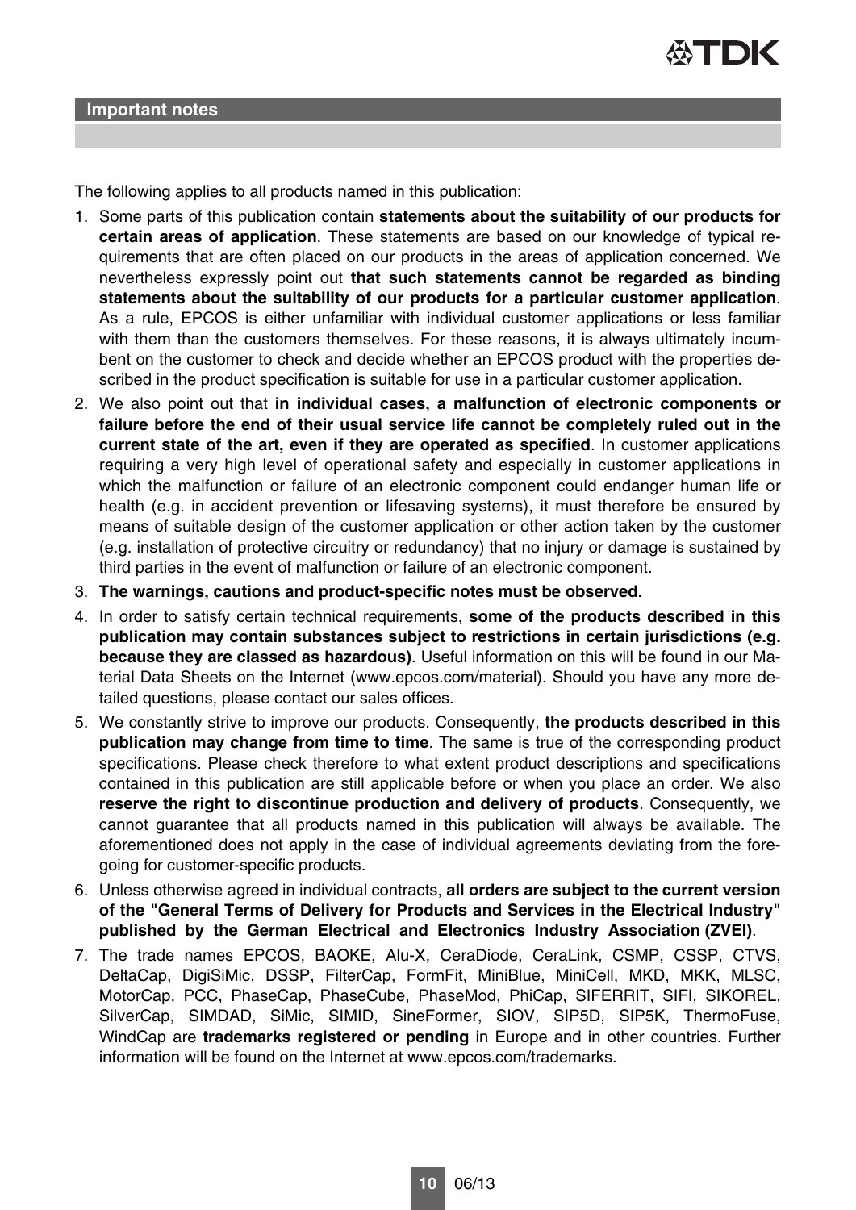## Important notes

The following applies to all products named in this publication:

1. Some parts of this publication contain **statements about the suitability of our products for certain areas of application**. These statements are based on our knowledge of typical requirements that are often placed on our products in the areas of application concerned. We nevertheless expressly point out **that such statements cannot be regarded as binding statements about the suitability of our products for a particular customer application**. As a rule, EPCOS is either unfamiliar with individual customer applications or less familiar with them than the customers themselves. For these reasons, it is always ultimately incumbent on the customer to check and decide whether an EPCOS product with the properties described in the product specification is suitable for use in a particular customer application.
2. We also point out that **in individual cases, a malfunction of electronic components or failure before the end of their usual service life cannot be completely ruled out in the current state of the art, even if they are operated as specified**. In customer applications requiring a very high level of operational safety and especially in customer applications in which the malfunction or failure of an electronic component could endanger human life or health (e.g. in accident prevention or lifesaving systems), it must therefore be ensured by means of suitable design of the customer application or other action taken by the customer (e.g. installation of protective circuitry or redundancy) that no injury or damage is sustained by third parties in the event of malfunction or failure of an electronic component.
3. **The warnings, cautions and product-specific notes must be observed.**
4. In order to satisfy certain technical requirements, **some of the products described in this publication may contain substances subject to restrictions in certain jurisdictions (e.g. because they are classed as hazardous)**. Useful information on this will be found in our Material Data Sheets on the Internet (www.epcos.com/material). Should you have any more detailed questions, please contact our sales offices.
5. We constantly strive to improve our products. Consequently, **the products described in this publication may change from time to time**. The same is true of the corresponding product specifications. Please check therefore to what extent product descriptions and specifications contained in this publication are still applicable before or when you place an order. We also **reserve the right to discontinue production and delivery of products**. Consequently, we cannot guarantee that all products named in this publication will always be available. The aforementioned does not apply in the case of individual agreements deviating from the foregoing for customer-specific products.
6. Unless otherwise agreed in individual contracts, **all orders are subject to the current version of the "General Terms of Delivery for Products and Services in the Electrical Industry" published by the German Electrical and Electronics Industry Association (ZVEI)**.
7. The trade names EPCOS, BAOKE, Alu-X, CeraDiode, CeraLink, CSMP, CSSP, CTVS, DeltaCap, DigiSiMic, DSSP, FilterCap, FormFit, MiniBlue, MiniCell, MKD, MKK, MLSC, MotorCap, PCC, PhaseCap, PhaseCube, PhaseMod, PhiCap, SIFERRIT, SIFI, SIKOREL, SilverCap, SIMDAD, SiMic, SIMID, SineFormer, SIOV, SIP5D, SIP5K, ThermoFuse, WindCap are **trademarks registered or pending** in Europe and in other countries. Further information will be found on the Internet at www.epcos.com/trademarks.